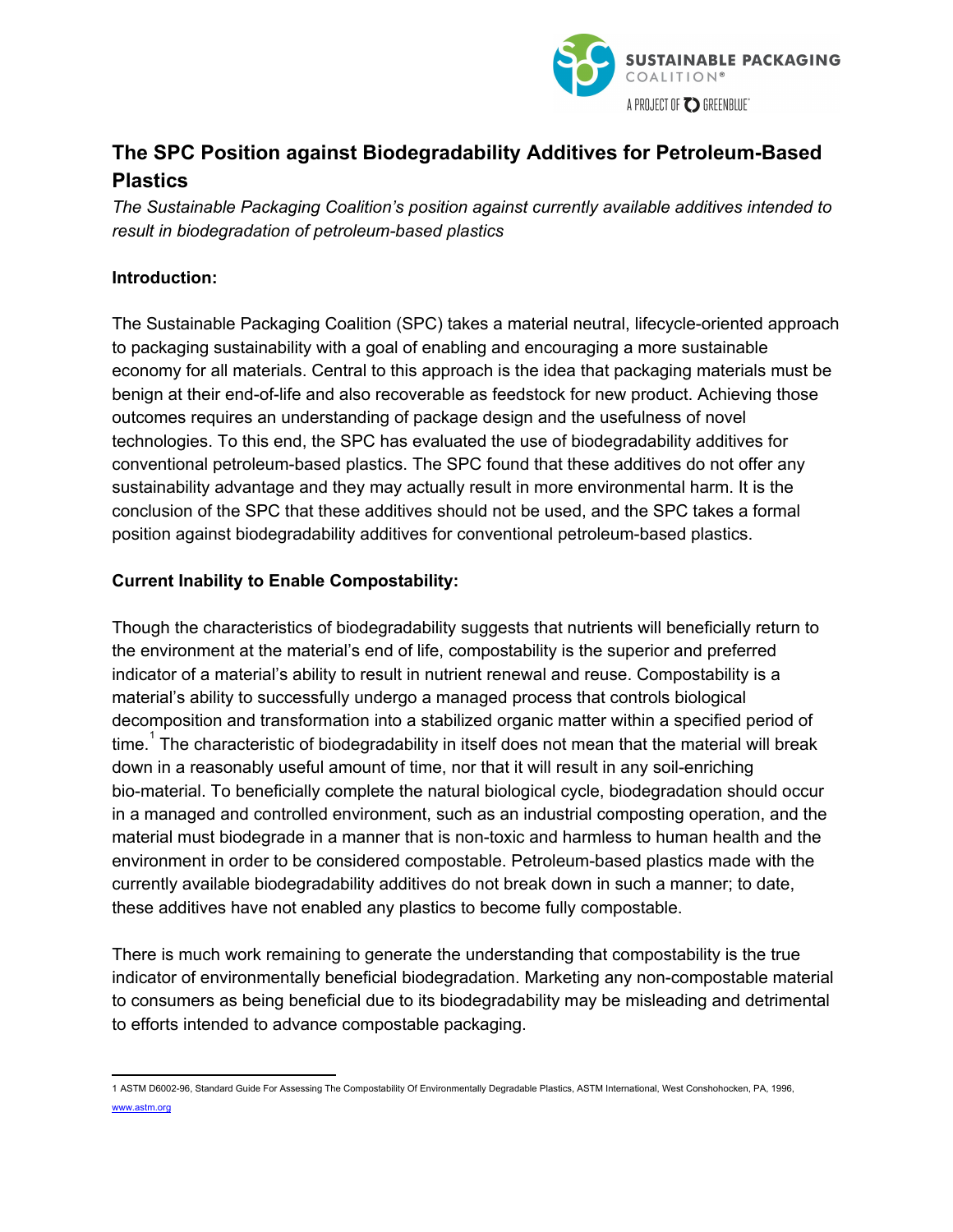SUSTAINABLE PACKAGING COALITION®

A PROJECT OF GREENBLUE®

# The SPC Position against Biodegradability Additives for Petroleum-Based Plastics

*The Sustainable Packaging Coalition's position against currently available additives intended to result in biodegradation of petroleum-based plastics*

**Introduction:**

The Sustainable Packaging Coalition (SPC) takes a material neutral, lifecycle-oriented approach to packaging sustainability with a goal of enabling and encouraging a more sustainable economy for all materials. Central to this approach is the idea that packaging materials must be benign at their end-of-life and also recoverable as feedstock for new product. Achieving those outcomes requires an understanding of package design and the usefulness of novel technologies. To this end, the SPC has evaluated the use of biodegradability additives for conventional petroleum-based plastics. The SPC found that these additives do not offer any sustainability advantage and they may actually result in more environmental harm. It is the conclusion of the SPC that these additives should not be used, and the SPC takes a formal position against biodegradability additives for conventional petroleum-based plastics.

**Current Inability to Enable Compostability:**

Though the characteristics of biodegradability suggests that nutrients will beneficially return to the environment at the material's end of life, compostability is the superior and preferred indicator of a material's ability to result in nutrient renewal and reuse. Compostability is a material's ability to successfully undergo a managed process that controls biological decomposition and transformation into a stabilized organic matter within a specified period of time.[1] The characteristic of biodegradability in itself does not mean that the material will break down in a reasonably useful amount of time, nor that it will result in any soil-enriching bio-material. To beneficially complete the natural biological cycle, biodegradation should occur in a managed and controlled environment, such as an industrial composting operation, and the material must biodegrade in a manner that is non-toxic and harmless to human health and the environment in order to be considered compostable. Petroleum-based plastics made with the currently available biodegradability additives do not break down in such a manner; to date, these additives have not enabled any plastics to become fully compostable.

There is much work remaining to generate the understanding that compostability is the true indicator of environmentally beneficial biodegradation. Marketing any non-compostable material to consumers as being beneficial due to its biodegradability may be misleading and detrimental to efforts intended to advance compostable packaging.

---

1 ASTM D6002-96, Standard Guide For Assessing The Compostability Of Environmentally Degradable Plastics, ASTM International, West Conshohocken, PA, 1996, www.astm.org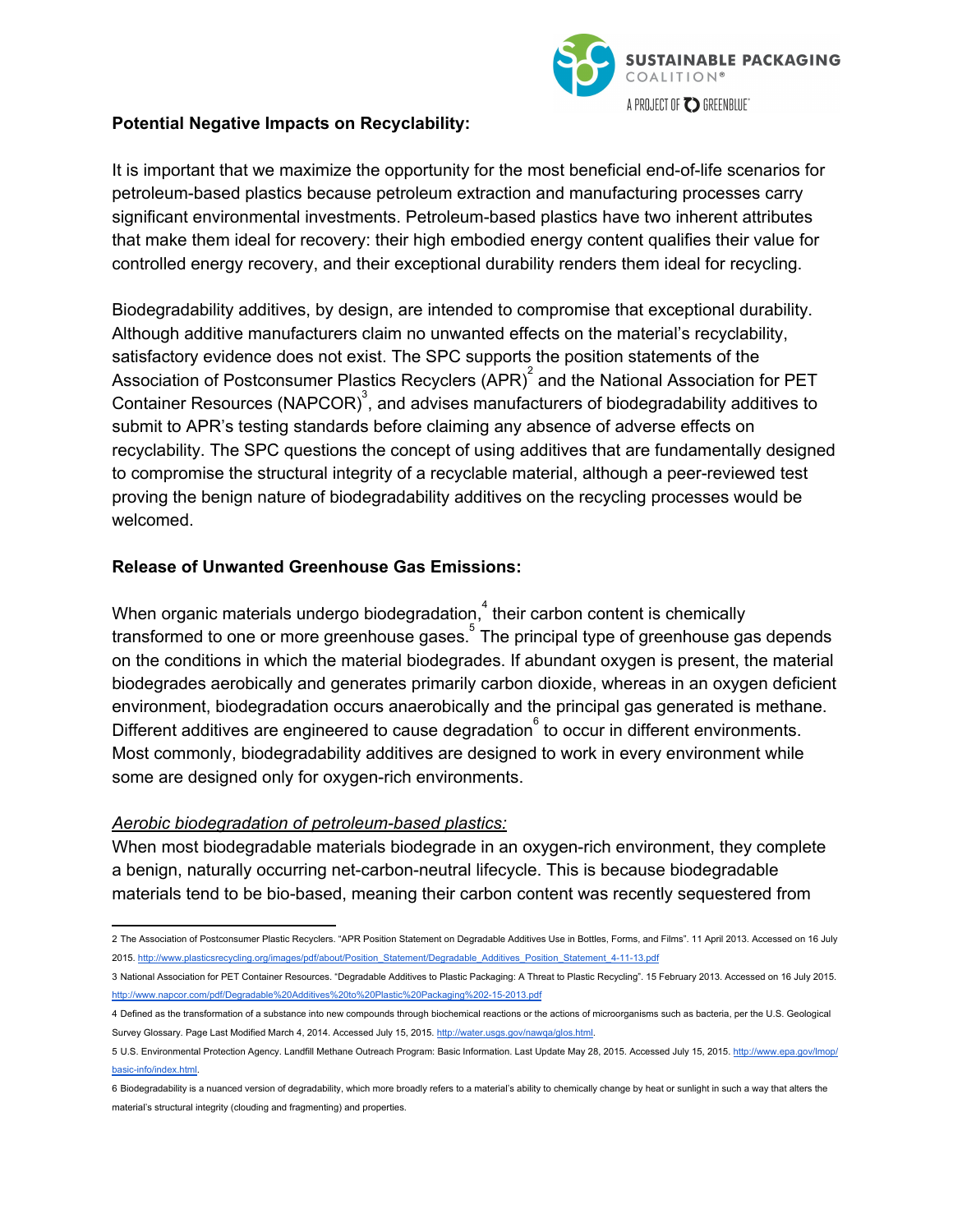**Potential Negative Impacts on Recyclability:**

It is important that we maximize the opportunity for the most beneficial end-of-life scenarios for petroleum-based plastics because petroleum extraction and manufacturing processes carry significant environmental investments. Petroleum-based plastics have two inherent attributes that make them ideal for recovery: their high embodied energy content qualifies their value for controlled energy recovery, and their exceptional durability renders them ideal for recycling.

Biodegradability additives, by design, are intended to compromise that exceptional durability. Although additive manufacturers claim no unwanted effects on the material's recyclability, satisfactory evidence does not exist. The SPC supports the position statements of the Association of Postconsumer Plastics Recyclers (APR)[2] and the National Association for PET Container Resources (NAPCOR)[3], and advises manufacturers of biodegradability additives to submit to APR's testing standards before claiming any absence of adverse effects on recyclability. The SPC questions the concept of using additives that are fundamentally designed to compromise the structural integrity of a recyclable material, although a peer-reviewed test proving the benign nature of biodegradability additives on the recycling processes would be welcomed.

**Release of Unwanted Greenhouse Gas Emissions:**

When organic materials undergo biodegradation,[4] their carbon content is chemically transformed to one or more greenhouse gases.[5] The principal type of greenhouse gas depends on the conditions in which the material biodegrades. If abundant oxygen is present, the material biodegrades aerobically and generates primarily carbon dioxide, whereas in an oxygen deficient environment, biodegradation occurs anaerobically and the principal gas generated is methane. Different additives are engineered to cause degradation[6] to occur in different environments. Most commonly, biodegradability additives are designed to work in every environment while some are designed only for oxygen-rich environments.

*Aerobic biodegradation of petroleum-based plastics:*

When most biodegradable materials biodegrade in an oxygen-rich environment, they complete a benign, naturally occurring net-carbon-neutral lifecycle. This is because biodegradable materials tend to be bio-based, meaning their carbon content was recently sequestered from

---

2 The Association of Postconsumer Plastic Recyclers. "APR Position Statement on Degradable Additives Use in Bottles, Forms, and Films". 11 April 2013. Accessed on 16 July 2015. http://www.plasticsrecycling.org/images/pdf/about/Position_Statement/Degradable_Additives_Position_Statement_4-11-13.pdf

3 National Association for PET Container Resources. "Degradable Additives to Plastic Packaging: A Threat to Plastic Recycling". 15 February 2013. Accessed on 16 July 2015. http://www.napcor.com/pdf/Degradable%20Additives%20to%20Plastic%20Packaging%202-15-2013.pdf

4 Defined as the transformation of a substance into new compounds through biochemical reactions or the actions of microorganisms such as bacteria, per the U.S. Geological Survey Glossary. Page Last Modified March 4, 2014. Accessed July 15, 2015. http://water.usgs.gov/nawqa/glos.html.

5 U.S. Environmental Protection Agency. Landfill Methane Outreach Program: Basic Information. Last Update May 28, 2015. Accessed July 15, 2015. http://www.epa.gov/lmop/basic-info/index.html.

6 Biodegradability is a nuanced version of degradability, which more broadly refers to a material's ability to chemically change by heat or sunlight in such a way that alters the material's structural integrity (clouding and fragmenting) and properties.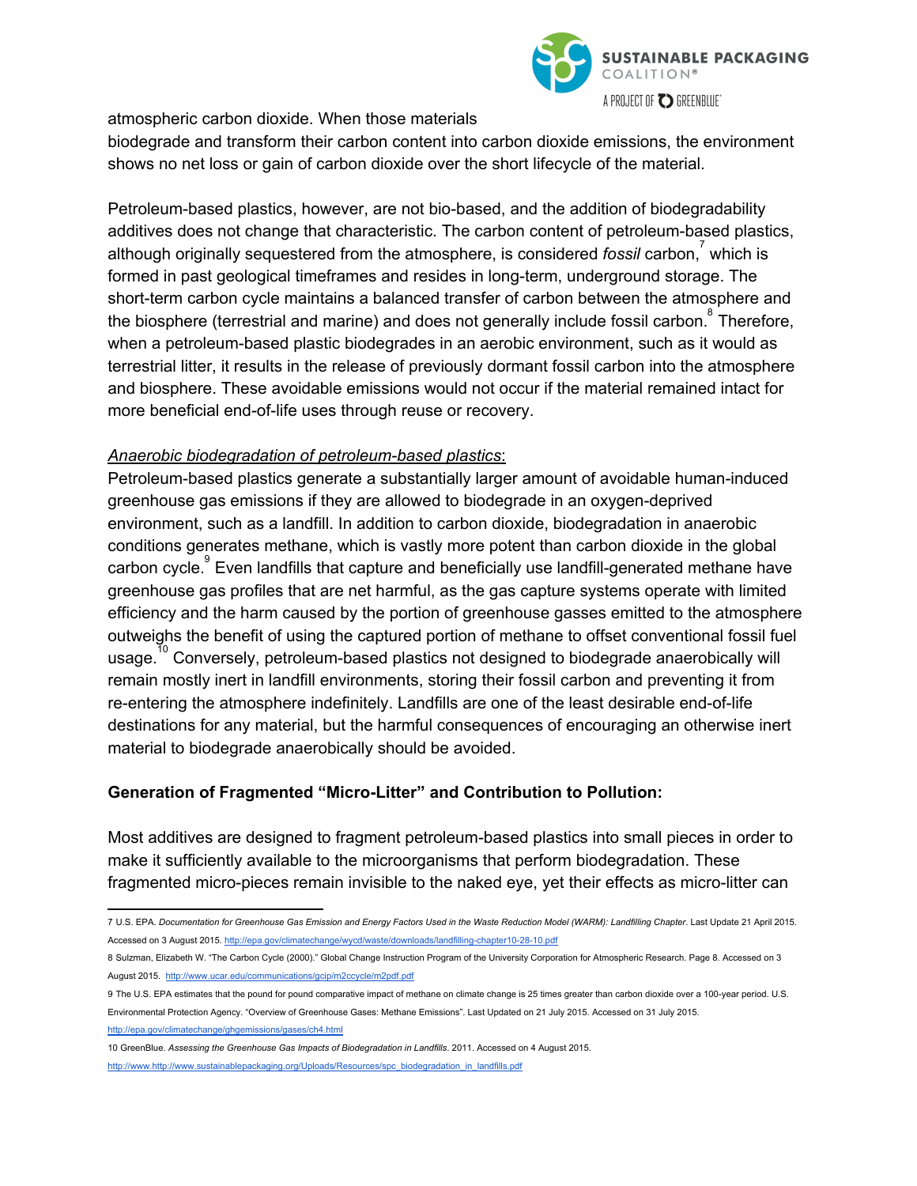atmospheric carbon dioxide. When those materials biodegrade and transform their carbon content into carbon dioxide emissions, the environment shows no net loss or gain of carbon dioxide over the short lifecycle of the material.

Petroleum-based plastics, however, are not bio-based, and the addition of biodegradability additives does not change that characteristic. The carbon content of petroleum-based plastics, although originally sequestered from the atmosphere, is considered *fossil* carbon,[7] which is formed in past geological timeframes and resides in long-term, underground storage. The short-term carbon cycle maintains a balanced transfer of carbon between the atmosphere and the biosphere (terrestrial and marine) and does not generally include fossil carbon.[8] Therefore, when a petroleum-based plastic biodegrades in an aerobic environment, such as it would as terrestrial litter, it results in the release of previously dormant fossil carbon into the atmosphere and biosphere. These avoidable emissions would not occur if the material remained intact for more beneficial end-of-life uses through reuse or recovery.

*Anaerobic biodegradation of petroleum-based plastics*:
Petroleum-based plastics generate a substantially larger amount of avoidable human-induced greenhouse gas emissions if they are allowed to biodegrade in an oxygen-deprived environment, such as a landfill. In addition to carbon dioxide, biodegradation in anaerobic conditions generates methane, which is vastly more potent than carbon dioxide in the global carbon cycle.[9] Even landfills that capture and beneficially use landfill-generated methane have greenhouse gas profiles that are net harmful, as the gas capture systems operate with limited efficiency and the harm caused by the portion of greenhouse gasses emitted to the atmosphere outweighs the benefit of using the captured portion of methane to offset conventional fossil fuel usage.[10] Conversely, petroleum-based plastics not designed to biodegrade anaerobically will remain mostly inert in landfill environments, storing their fossil carbon and preventing it from re-entering the atmosphere indefinitely. Landfills are one of the least desirable end-of-life destinations for any material, but the harmful consequences of encouraging an otherwise inert material to biodegrade anaerobically should be avoided.

### Generation of Fragmented "Micro-Litter" and Contribution to Pollution:

Most additives are designed to fragment petroleum-based plastics into small pieces in order to make it sufficiently available to the microorganisms that perform biodegradation. These fragmented micro-pieces remain invisible to the naked eye, yet their effects as micro-litter can

---

7 U.S. EPA. *Documentation for Greenhouse Gas Emission and Energy Factors Used in the Waste Reduction Model (WARM): Landfilling Chapter*. Last Update 21 April 2015. Accessed on 3 August 2015. http://epa.gov/climatechange/wycd/waste/downloads/landfilling-chapter10-28-10.pdf

8 Sulzman, Elizabeth W. "The Carbon Cycle (2000)." Global Change Instruction Program of the University Corporation for Atmospheric Research. Page 8. Accessed on 3 August 2015. http://www.ucar.edu/communications/gcip/m2cccycle/m2pdf.pdf

9 The U.S. EPA estimates that the pound for pound comparative impact of methane on climate change is 25 times greater than carbon dioxide over a 100-year period. U.S. Environmental Protection Agency. "Overview of Greenhouse Gases: Methane Emissions". Last Updated on 21 July 2015. Accessed on 31 July 2015. http://epa.gov/climatechange/ghgemissions/gases/ch4.html

10 GreenBlue. *Assessing the Greenhouse Gas Impacts of Biodegradation in Landfills*. 2011. Accessed on 4 August 2015. http://www.http://www.sustainablepackaging.org/Uploads/Resources/spc_biodegradation_in_landfills.pdf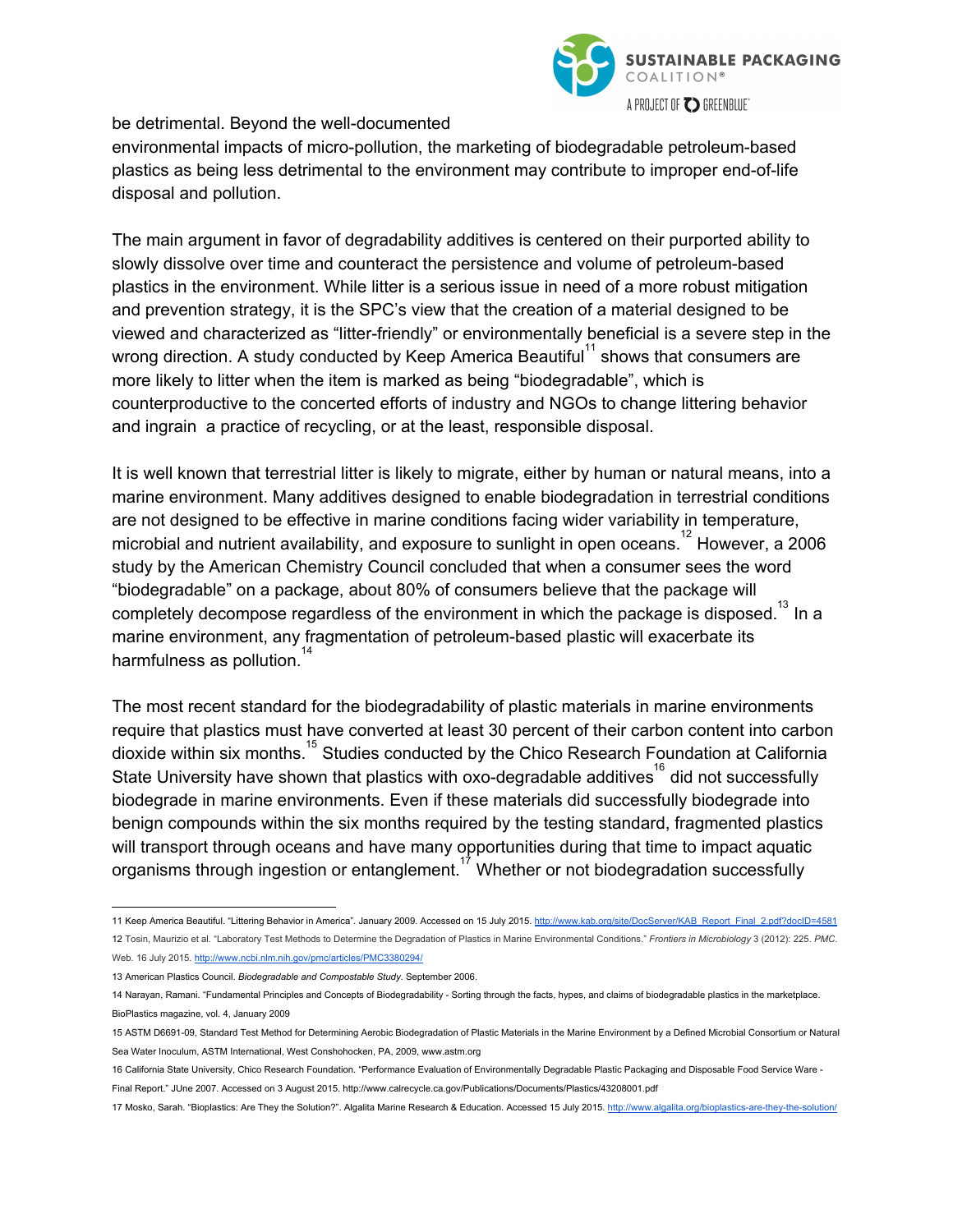be detrimental. Beyond the well-documented environmental impacts of micro-pollution, the marketing of biodegradable petroleum-based plastics as being less detrimental to the environment may contribute to improper end-of-life disposal and pollution.

The main argument in favor of degradability additives is centered on their purported ability to slowly dissolve over time and counteract the persistence and volume of petroleum-based plastics in the environment. While litter is a serious issue in need of a more robust mitigation and prevention strategy, it is the SPC's view that the creation of a material designed to be viewed and characterized as "litter-friendly" or environmentally beneficial is a severe step in the wrong direction. A study conducted by Keep America Beautiful[11] shows that consumers are more likely to litter when the item is marked as being "biodegradable", which is counterproductive to the concerted efforts of industry and NGOs to change littering behavior and ingrain a practice of recycling, or at the least, responsible disposal.

It is well known that terrestrial litter is likely to migrate, either by human or natural means, into a marine environment. Many additives designed to enable biodegradation in terrestrial conditions are not designed to be effective in marine conditions facing wider variability in temperature, microbial and nutrient availability, and exposure to sunlight in open oceans.[12] However, a 2006 study by the American Chemistry Council concluded that when a consumer sees the word "biodegradable" on a package, about 80% of consumers believe that the package will completely decompose regardless of the environment in which the package is disposed.[13] In a marine environment, any fragmentation of petroleum-based plastic will exacerbate its harmfulness as pollution.[14]

The most recent standard for the biodegradability of plastic materials in marine environments require that plastics must have converted at least 30 percent of their carbon content into carbon dioxide within six months.[15] Studies conducted by the Chico Research Foundation at California State University have shown that plastics with oxo-degradable additives[16] did not successfully biodegrade in marine environments. Even if these materials did successfully biodegrade into benign compounds within the six months required by the testing standard, fragmented plastics will transport through oceans and have many opportunities during that time to impact aquatic organisms through ingestion or entanglement.[17] Whether or not biodegradation successfully

---

11 Keep America Beautiful. "Littering Behavior in America". January 2009. Accessed on 15 July 2015. http://www.kab.org/site/DocServer/KAB_Report_Final_2.pdf?docID=4581

12 Tosin, Maurizio et al. "Laboratory Test Methods to Determine the Degradation of Plastics in Marine Environmental Conditions." *Frontiers in Microbiology* 3 (2012): 225. *PMC*. Web. 16 July 2015. http://www.ncbi.nlm.nih.gov/pmc/articles/PMC3380294/

13 American Plastics Council. *Biodegradable and Compostable Study*. September 2006.

14 Narayan, Ramani. "Fundamental Principles and Concepts of Biodegradability - Sorting through the facts, hypes, and claims of biodegradable plastics in the marketplace. BioPlastics magazine, vol. 4, January 2009

15 ASTM D6691-09, Standard Test Method for Determining Aerobic Biodegradation of Plastic Materials in the Marine Environment by a Defined Microbial Consortium or Natural Sea Water Inoculum, ASTM International, West Conshohocken, PA, 2009, www.astm.org

16 California State University, Chico Research Foundation. "Performance Evaluation of Environmentally Degradable Plastic Packaging and Disposable Food Service Ware - Final Report." JUne 2007. Accessed on 3 August 2015. http://www.calrecycle.ca.gov/Publications/Documents/Plastics/43208001.pdf

17 Mosko, Sarah. "Bioplastics: Are They the Solution?". Algalita Marine Research & Education. Accessed 15 July 2015. http://www.algalita.org/bioplastics-are-they-the-solution/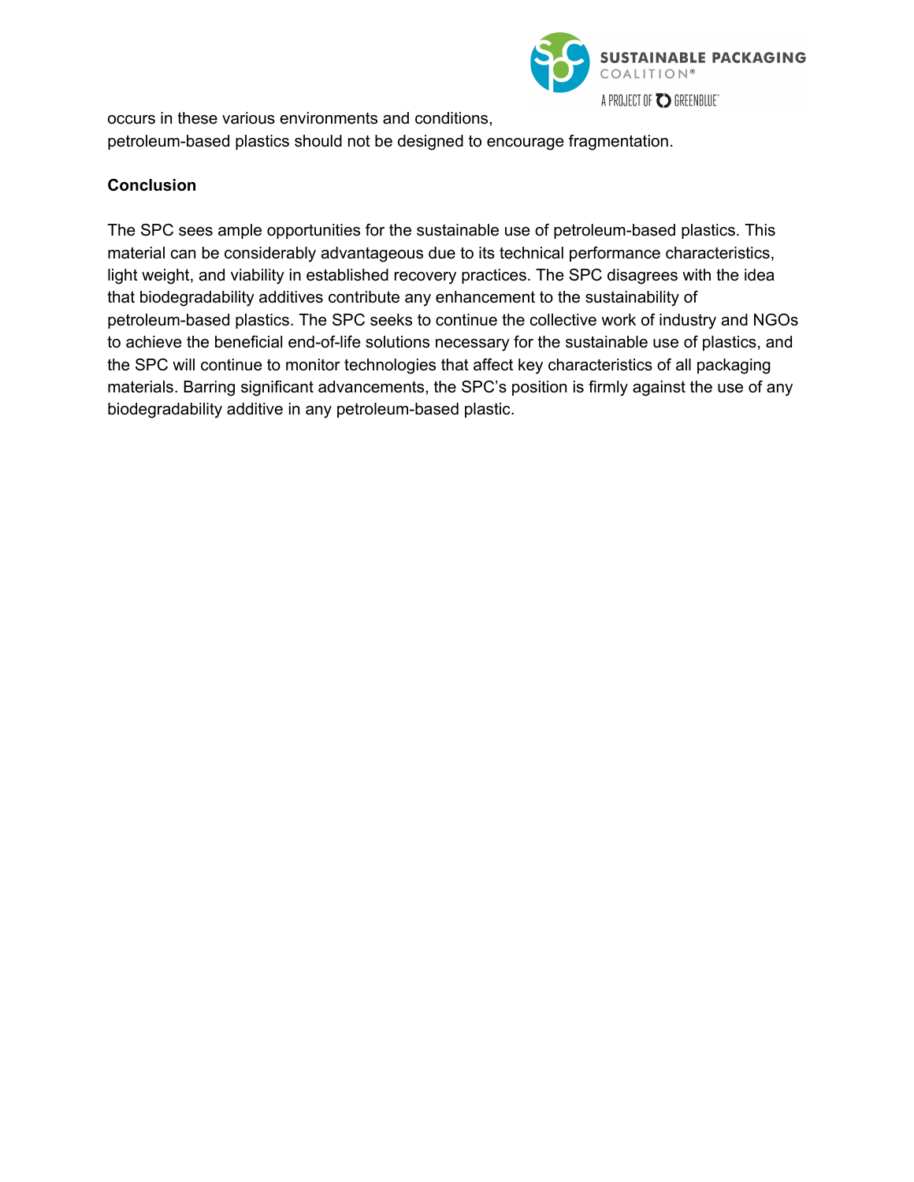occurs in these various environments and conditions,
petroleum-based plastics should not be designed to encourage fragmentation.

**Conclusion**

The SPC sees ample opportunities for the sustainable use of petroleum-based plastics. This material can be considerably advantageous due to its technical performance characteristics, light weight, and viability in established recovery practices. The SPC disagrees with the idea that biodegradability additives contribute any enhancement to the sustainability of petroleum-based plastics. The SPC seeks to continue the collective work of industry and NGOs to achieve the beneficial end-of-life solutions necessary for the sustainable use of plastics, and the SPC will continue to monitor technologies that affect key characteristics of all packaging materials. Barring significant advancements, the SPC's position is firmly against the use of any biodegradability additive in any petroleum-based plastic.